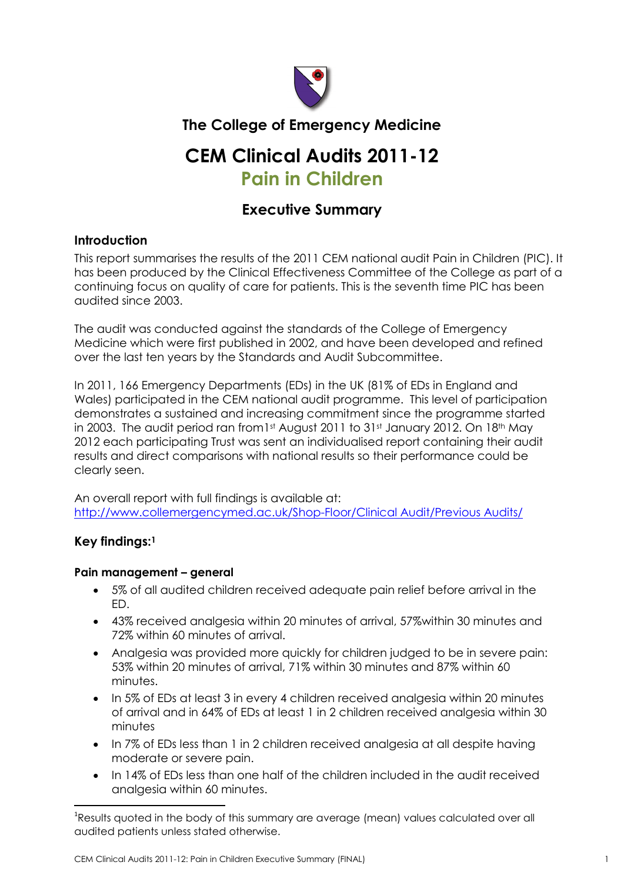# The College of Emergency Medicine

# CEM Clinical Audits 2011-12

# Pain in Children

## Executive Summary

### Introduction

This report summarises the results of the 2011 CEM national audit Pain in Children (PIC). It has been produced by the Clinical Effectiveness Committee of the College as part of a continuing focus on quality of care for patients. This is the seventh time PIC has been audited since 2003.

The audit was conducted against the standards of the College of Emergency Medicine which were first published in 2002, and have been developed and refined over the last ten years by the Standards and Audit Subcommittee.

In 2011, 166 Emergency Departments (EDs) in the UK (81% of EDs in England and Wales) participated in the CEM national audit programme. This level of participation demonstrates a sustained and increasing commitment since the programme started in 2003. The audit period ran from1st August 2011 to 31st January 2012. On 18th May 2012 each participating Trust was sent an individualised report containing their audit results and direct comparisons with national results so their performance could be clearly seen.

An overall report with full findings is available at: http://www.collemergencymed.ac.uk/Shop-Floor/Clinical Audit/Previous Audits/

### Key findings:[1]

#### Pain management – general

- 5% of all audited children received adequate pain relief before arrival in the ED.
- 43% received analgesia within 20 minutes of arrival, 57%within 30 minutes and 72% within 60 minutes of arrival.
- Analgesia was provided more quickly for children judged to be in severe pain: 53% within 20 minutes of arrival, 71% within 30 minutes and 87% within 60 minutes.
- In 5% of EDs at least 3 in every 4 children received analgesia within 20 minutes of arrival and in 64% of EDs at least 1 in 2 children received analgesia within 30 minutes
- In 7% of EDs less than 1 in 2 children received analgesia at all despite having moderate or severe pain.
- In 14% of EDs less than one half of the children included in the audit received analgesia within 60 minutes.

[1] Results quoted in the body of this summary are average (mean) values calculated over all audited patients unless stated otherwise.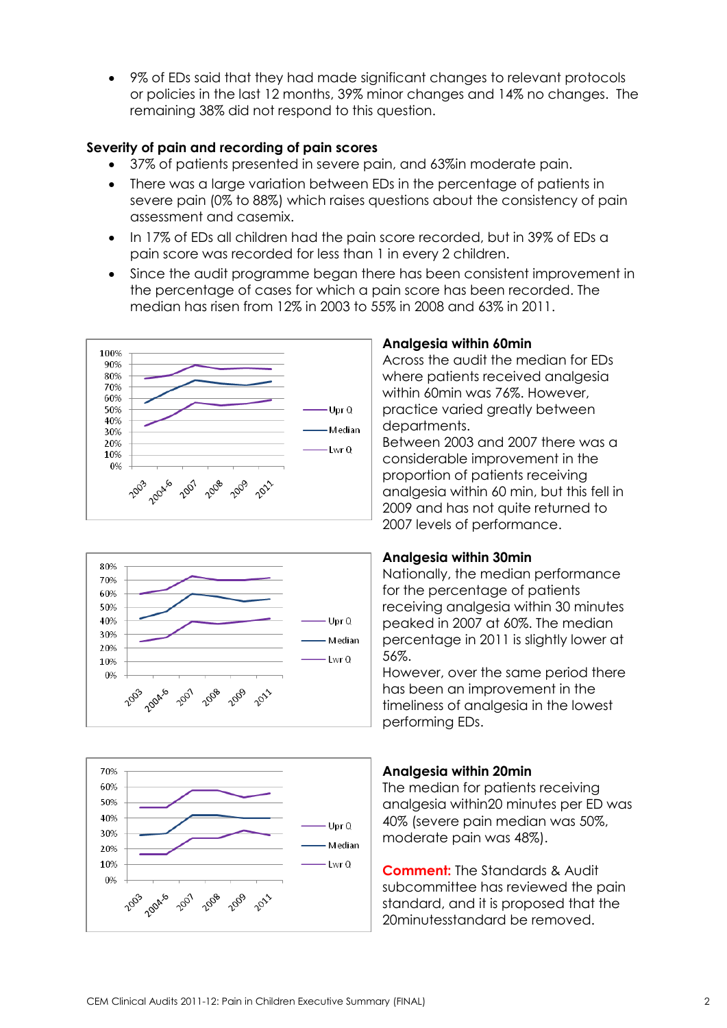- 9% of EDs said that they had made significant changes to relevant protocols or policies in the last 12 months, 39% minor changes and 14% no changes. The remaining 38% did not respond to this question.

**Severity of pain and recording of pain scores**

- 37% of patients presented in severe pain, and 63%in moderate pain.
- There was a large variation between EDs in the percentage of patients in severe pain (0% to 88%) which raises questions about the consistency of pain assessment and casemix.
- In 17% of EDs all children had the pain score recorded, but in 39% of EDs a pain score was recorded for less than 1 in every 2 children.
- Since the audit programme began there has been consistent improvement in the percentage of cases for which a pain score has been recorded. The median has risen from 12% in 2003 to 55% in 2008 and 63% in 2011.

**Analgesia within 60min**

Across the audit the median for EDs where patients received analgesia within 60min was 76%. However, practice varied greatly between departments.

Between 2003 and 2007 there was a considerable improvement in the proportion of patients receiving analgesia within 60 min, but this fell in 2009 and has not quite returned to 2007 levels of performance.

**Analgesia within 30min**

Nationally, the median performance for the percentage of patients receiving analgesia within 30 minutes peaked in 2007 at 60%. The median percentage in 2011 is slightly lower at 56%.

However, over the same period there has been an improvement in the timeliness of analgesia in the lowest performing EDs.

**Analgesia within 20min**

The median for patients receiving analgesia within20 minutes per ED was 40% (severe pain median was 50%, moderate pain was 48%).

**Comment:** The Standards & Audit subcommittee has reviewed the pain standard, and it is proposed that the 20minutesstandard be removed.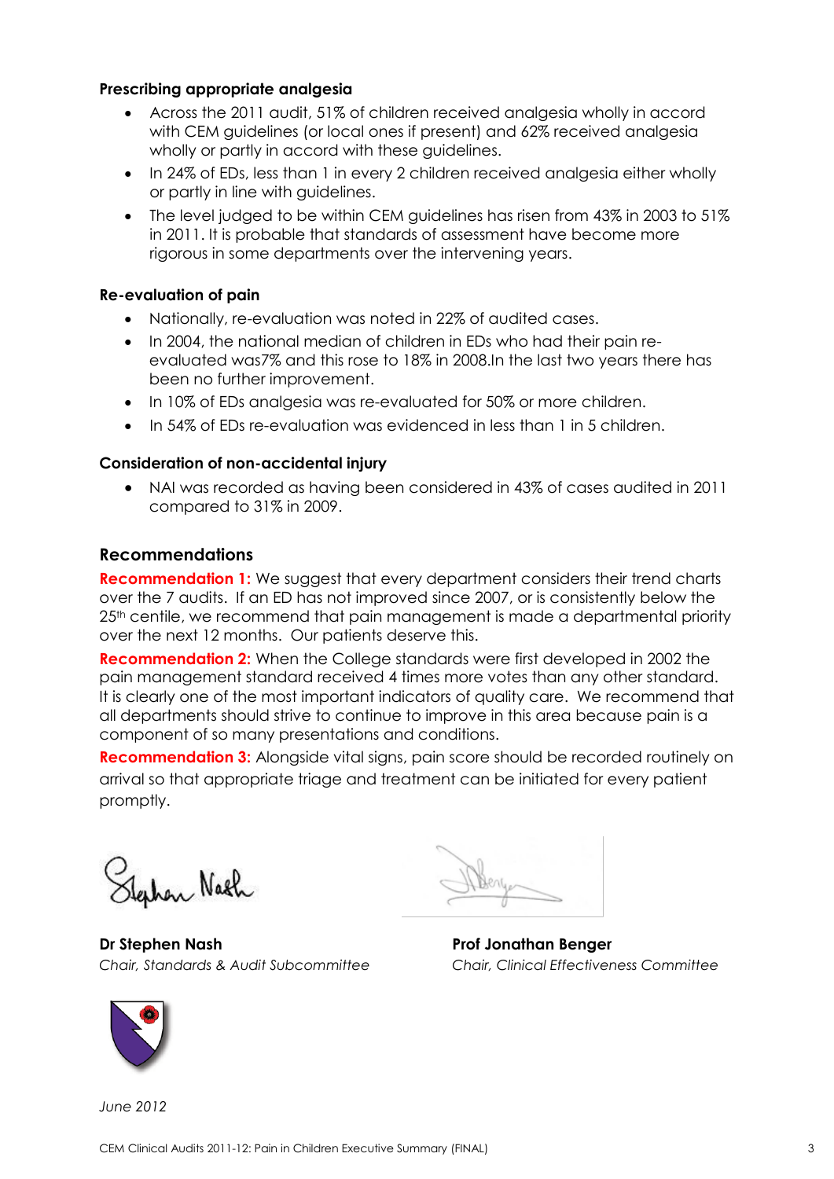**Prescribing appropriate analgesia**

- Across the 2011 audit, 51% of children received analgesia wholly in accord with CEM guidelines (or local ones if present) and 62% received analgesia wholly or partly in accord with these guidelines.
- In 24% of EDs, less than 1 in every 2 children received analgesia either wholly or partly in line with guidelines.
- The level judged to be within CEM guidelines has risen from 43% in 2003 to 51% in 2011. It is probable that standards of assessment have become more rigorous in some departments over the intervening years.

**Re-evaluation of pain**

- Nationally, re-evaluation was noted in 22% of audited cases.
- In 2004, the national median of children in EDs who had their pain re-evaluated was7% and this rose to 18% in 2008.In the last two years there has been no further improvement.
- In 10% of EDs analgesia was re-evaluated for 50% or more children.
- In 54% of EDs re-evaluation was evidenced in less than 1 in 5 children.

**Consideration of non-accidental injury**

- NAI was recorded as having been considered in 43% of cases audited in 2011 compared to 31% in 2009.

## Recommendations

**Recommendation 1:** We suggest that every department considers their trend charts over the 7 audits. If an ED has not improved since 2007, or is consistently below the 25th centile, we recommend that pain management is made a departmental priority over the next 12 months. Our patients deserve this.

**Recommendation 2:** When the College standards were first developed in 2002 the pain management standard received 4 times more votes than any other standard. It is clearly one of the most important indicators of quality care. We recommend that all departments should strive to continue to improve in this area because pain is a component of so many presentations and conditions.

**Recommendation 3:** Alongside vital signs, pain score should be recorded routinely on arrival so that appropriate triage and treatment can be initiated for every patient promptly.

**Dr Stephen Nash**
*Chair, Standards & Audit Subcommittee*

**Prof Jonathan Benger**
*Chair, Clinical Effectiveness Committee*

*June 2012*